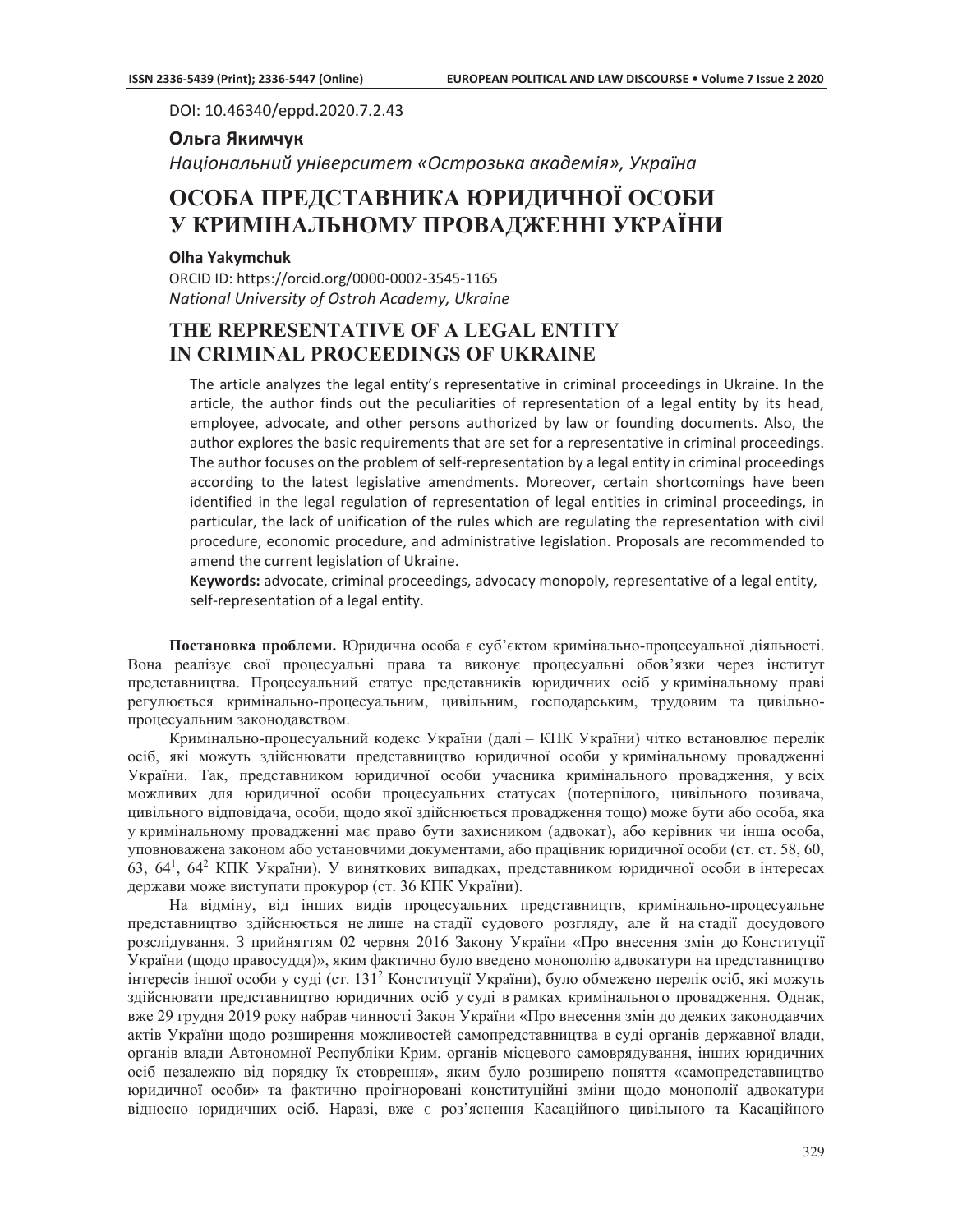DOI: 10.46340/eppd.2020.7.2.43

**Ольга Якимчук**

*Національний університет «Острозька академія», Україна*

# ОСОБА ПРЕДСТАВНИКА ЮРИДИЧНОЇ ОСОБИ У КРИМІНАЛЬНОМУ ПРОВАДЖЕННІ УКРАЇНИ

**Olha Yakymchuk**

ORCID ID: https://orcid.org/0000-0002-3545-1165

*National University of Ostroh Academy, Ukraine*

# THE REPRESENTATIVE OF A LEGAL ENTITY IN CRIMINAL PROCEEDINGS OF UKRAINE

The article analyzes the legal entity's representative in criminal proceedings in Ukraine. In the article, the author finds out the peculiarities of representation of a legal entity by its head, employee, advocate, and other persons authorized by law or founding documents. Also, the author explores the basic requirements that are set for a representative in criminal proceedings. The author focuses on the problem of self-representation by a legal entity in criminal proceedings according to the latest legislative amendments. Moreover, certain shortcomings have been identified in the legal regulation of representation of legal entities in criminal proceedings, in particular, the lack of unification of the rules which are regulating the representation with civil procedure, economic procedure, and administrative legislation. Proposals are recommended to amend the current legislation of Ukraine.

**Keywords:** advocate, criminal proceedings, advocacy monopoly, representative of a legal entity, self-representation of a legal entity.

**Постановка проблеми.** Юридична особа є суб'єктом кримінально-процесуальної діяльності. Вона реалізує свої процесуальні права та виконує процесуальні обов'язки через інститут представництва. Процесуальний статус представників юридичних осіб у кримінальному праві регулюється кримінально-процесуальним, цивільним, господарським, трудовим та цивільно-процесуальним законодавством.

Кримінально-процесуальний кодекс України (далі – КПК України) чітко встановлює перелік осіб, які можуть здійснювати представництво юридичної особи у кримінальному провадженні України. Так, представником юридичної особи учасника кримінального провадження, у всіх можливих для юридичної особи процесуальних статусах (потерпілого, цивільного позивача, цивільного відповідача, особи, щодо якої здійснюється провадження тощо) може бути або особа, яка у кримінальному провадженні має право бути захисником (адвокат), або керівник чи інша особа, уповноважена законом або установчими документами, або працівник юридичної особи (ст. ст. 58, 60, 63, 64[1], 64[2] КПК України). У виняткових випадках, представником юридичної особи в інтересах держави може виступати прокурор (ст. 36 КПК України).

На відміну, від інших видів процесуальних представництв, кримінально-процесуальне представництво здійснюється не лише на стадії судового розгляду, але й на стадії досудового розслідування. З прийняттям 02 червня 2016 Закону України «Про внесення змін до Конституції України (щодо правосуддя)», яким фактично було введено монополію адвокатури на представництво інтересів іншої особи у суді (ст. 131[2] Конституції України), було обмежено перелік осіб, які можуть здійснювати представництво юридичних осіб у суді в рамках кримінального провадження. Однак, вже 29 грудня 2019 року набрав чинності Закон України «Про внесення змін до деяких законодавчих актів України щодо розширення можливостей самопредставництва в суді органів державної влади, органів влади Автономної Республіки Крим, органів місцевого самоврядування, інших юридичних осіб незалежно від порядку їх створення», яким було розширено поняття «самопредставництво юридичної особи» та фактично проігноровані конституційні зміни щодо монополії адвокатури відносно юридичних осіб. Наразі, вже є роз'яснення Касаційного цивільного та Касаційного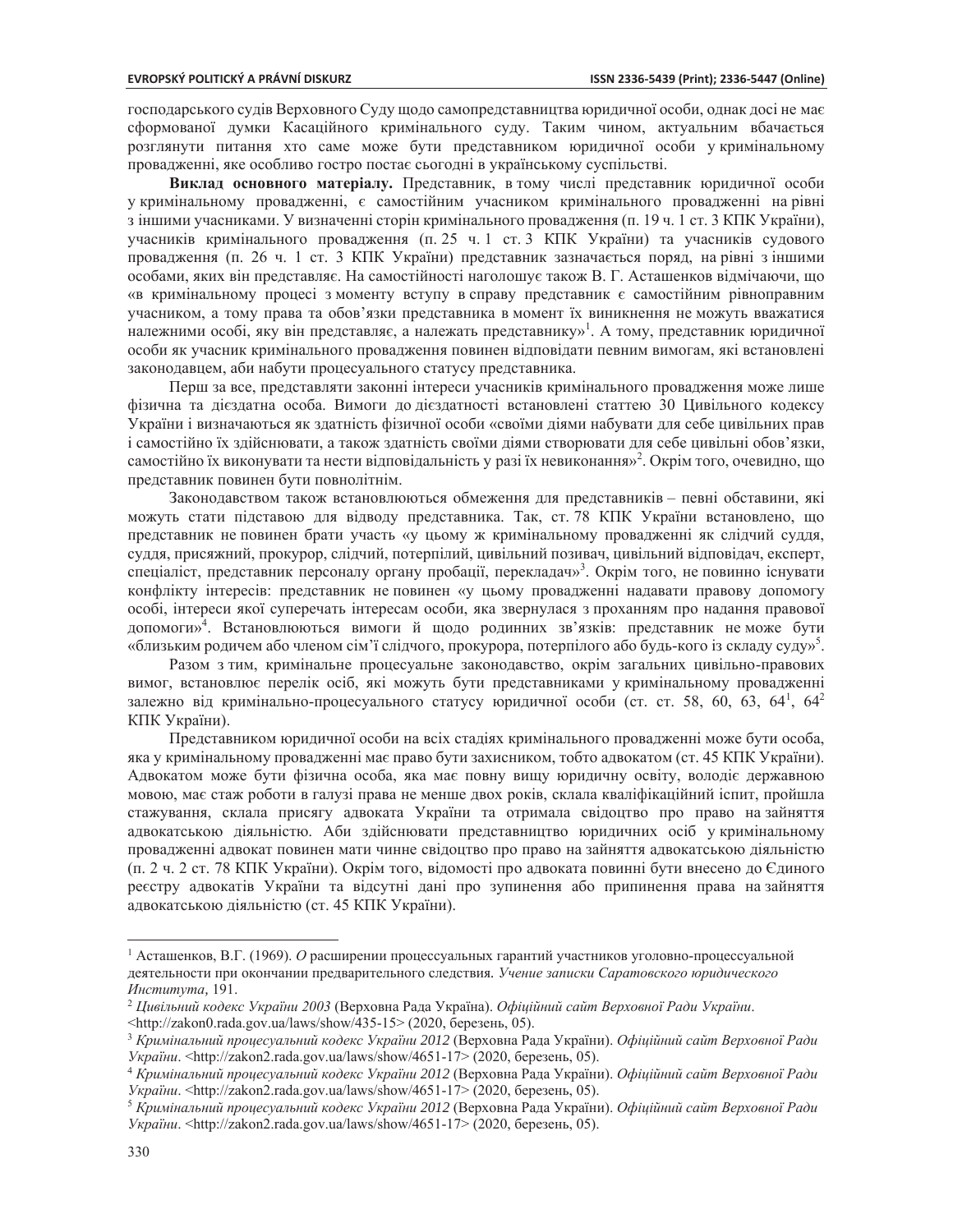господарського судів Верховного Суду щодо самопредставництва юридичної особи, однак досі не має сформованої думки Касаційного кримінального суду. Таким чином, актуальним вбачається розглянути питання хто саме може бути представником юридичної особи у кримінальному провадженні, яке особливо гостро постає сьогодні в українському суспільстві.

**Виклад основного матеріалу.** Представник, в тому числі представник юридичної особи у кримінальному провадженні, є самостійним учасником кримінального провадженні на рівні з іншими учасниками. У визначенні сторін кримінального провадження (п. 19 ч. 1 ст. 3 КПК України), учасників кримінального провадження (п. 25 ч. 1 ст. 3 КПК України) та учасників судового провадження (п. 26 ч. 1 ст. 3 КПК України) представник зазначається поряд, на рівні з іншими особами, яких він представляє. На самостійності наголошує також В. Г. Асташенков відмічаючи, що «в кримінальному процесі з моменту вступу в справу представник є самостійним рівноправним учасником, а тому права та обов'язки представника в момент їх виникнення не можуть вважатися належними особі, яку він представляє, а належать представнику»[1]. А тому, представник юридичної особи як учасник кримінального провадження повинен відповідати певним вимогам, які встановлені законодавцем, аби набути процесуального статусу представника.

Перш за все, представляти законні інтереси учасників кримінального провадження може лише фізична та дієздатна особа. Вимоги до дієздатності встановлені статтею 30 Цивільного кодексу України і визначаються як здатність фізичної особи «своїми діями набувати для себе цивільних прав і самостійно їх здійснювати, а також здатність своїми діями створювати для себе цивільні обов'язки, самостійно їх виконувати та нести відповідальність у разі їх невиконання»[2]. Окрім того, очевидно, що представник повинен бути повнолітнім.

Законодавством також встановлюються обмеження для представників – певні обставини, які можуть стати підставою для відводу представника. Так, ст. 78 КПК України встановлено, що представник не повинен брати участь «у цьому ж кримінальному провадженні як слідчий суддя, суддя, присяжний, прокурор, слідчий, потерпілий, цивільний позивач, цивільний відповідач, експерт, спеціаліст, представник персоналу органу пробації, перекладач»[3]. Окрім того, не повинно існувати конфлікту інтересів: представник не повинен «у цьому провадженні надавати правову допомогу особі, інтереси якої суперечать інтересам особи, яка звернулася з проханням про надання правової допомоги»[4]. Встановлюються вимоги й щодо родинних зв'язків: представник не може бути «близьким родичем або членом сім'ї слідчого, прокурора, потерпілого або будь-кого із складу суду»[5].

Разом з тим, кримінальне процесуальне законодавство, окрім загальних цивільно-правових вимог, встановлює перелік осіб, які можуть бути представниками у кримінальному провадженні залежно від кримінально-процесуального статусу юридичної особи (ст. ст. 58, 60, 63, $64^1$, $64^2$ КПК України).

Представником юридичної особи на всіх стадіях кримінального провадженні може бути особа, яка у кримінальному провадженні має право бути захисником, тобто адвокатом (ст. 45 КПК України). Адвокатом може бути фізична особа, яка має повну вищу юридичну освіту, володіє державною мовою, має стаж роботи в галузі права не менше двох років, склала кваліфікаційний іспит, пройшла стажування, склала присягу адвоката України та отримала свідоцтво про право на зайняття адвокатською діяльністю. Аби здійснювати представництво юридичних осіб у кримінальному провадженні адвокат повинен мати чинне свідоцтво про право на зайняття адвокатською діяльністю (п. 2 ч. 2 ст. 78 КПК України). Окрім того, відомості про адвоката повинні бути внесено до Єдиного реєстру адвокатів України та відсутні дані про зупинення або припинення права на зайняття адвокатською діяльністю (ст. 45 КПК України).

---

[1] Асташенков, В.Г. (1969). *О* расширении процессуальных гарантий участников уголовно-процессуальной деятельности при окончании предварительного следствия. *Учение записки Саратовского юридического Института,* 191.

[2] *Цивільний кодекс України 2003* (Верховна Рада Україна). *Офіційний сайт Верховної Ради України*. <http://zakon0.rada.gov.ua/laws/show/435-15> (2020, березень, 05).

[3] *Кримінальний процесуальний кодекс України 2012* (Верховна Рада України). *Офіційний сайт Верховної Ради України*. <http://zakon2.rada.gov.ua/laws/show/4651-17> (2020, березень, 05).

[4] *Кримінальний процесуальний кодекс України 2012* (Верховна Рада України). *Офіційний сайт Верховної Ради України*. <http://zakon2.rada.gov.ua/laws/show/4651-17> (2020, березень, 05).

[5] *Кримінальний процесуальний кодекс України 2012* (Верховна Рада України). *Офіційний сайт Верховної Ради України*. <http://zakon2.rada.gov.ua/laws/show/4651-17> (2020, березень, 05).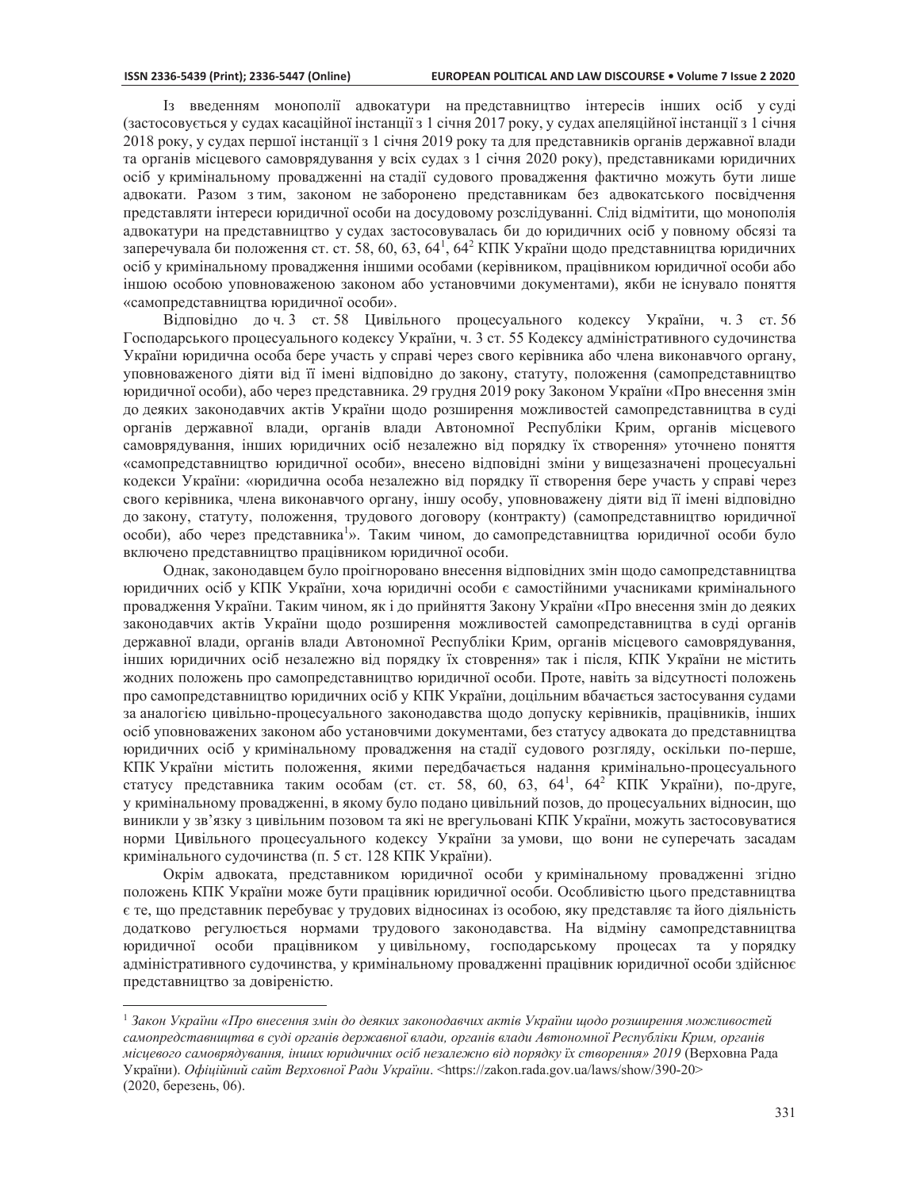Із введенням монополії адвокатури на представництво інтересів інших осіб у суді (застосовується у судах касаційної інстанції з 1 січня 2017 року, у судах апеляційної інстанції з 1 січня 2018 року, у судах першої інстанції з 1 січня 2019 року та для представників органів державної влади та органів місцевого самоврядування у всіх судах з 1 січня 2020 року), представниками юридичних осіб у кримінальному провадженні на стадії судового провадження фактично можуть бути лише адвокати. Разом з тим, законом не заборонено представникам без адвокатського посвідчення представляти інтереси юридичної особи на досудовому розслідуванні. Слід відмітити, що монополія адвокатури на представництво у судах застосовувалась би до юридичних осіб у повному обсязі та заперечувала би положення ст. ст. 58, 60, 63, $64^1$, $64^2$ КПК України щодо представництва юридичних осіб у кримінальному провадження іншими особами (керівником, працівником юридичної особи або іншою особою уповноваженою законом або установчими документами), якби не існувало поняття «самопредставництва юридичної особи».

Відповідно до ч. 3 ст. 58 Цивільного процесуального кодексу України, ч. 3 ст. 56 Господарського процесуального кодексу України, ч. 3 ст. 55 Кодексу адміністративного судочинства України юридична особа бере участь у справі через свого керівника або члена виконавчого органу, уповноваженого діяти від її імені відповідно до закону, статуту, положення (самопредставництво юридичної особи), або через представника. 29 грудня 2019 року Законом України «Про внесення змін до деяких законодавчих актів України щодо розширення можливостей самопредставництва в суді органів державної влади, органів влади Автономної Республіки Крим, органів місцевого самоврядування, інших юридичних осіб незалежно від порядку їх створення» уточнено поняття «самопредставництво юридичної особи», внесено відповідні зміни у вищезазначені процесуальні кодекси України: «юридична особа незалежно від порядку її створення бере участь у справі через свого керівника, члена виконавчого органу, іншу особу, уповноважену діяти від її імені відповідно до закону, статуту, положення, трудового договору (контракту) (самопредставництво юридичної особи), або через представника[1]». Таким чином, до самопредставництва юридичної особи було включено представництво працівником юридичної особи.

Однак, законодавцем було проігноровано внесення відповідних змін щодо самопредставництва юридичних осіб у КПК України, хоча юридичні особи є самостійними учасниками кримінального провадження України. Таким чином, як і до прийняття Закону України «Про внесення змін до деяких законодавчих актів України щодо розширення можливостей самопредставництва в суді органів державної влади, органів влади Автономної Республіки Крим, органів місцевого самоврядування, інших юридичних осіб незалежно від порядку їх створення» так і після, КПК України не містить жодних положень про самопредставництво юридичної особи. Проте, навіть за відсутності положень про самопредставництво юридичних осіб у КПК України, доцільним вбачається застосування судами за аналогією цивільно-процесуального законодавства щодо допуску керівників, працівників, інших осіб уповноважених законом або установчими документами, без статусу адвоката до представництва юридичних осіб у кримінальному провадження на стадії судового розгляду, оскільки по-перше, КПК України містить положення, якими передбачається надання кримінально-процесуального статусу представника таким особам (ст. ст. 58, 60, 63, $64^1$, $64^2$ КПК України), по-друге, у кримінальному провадженні, в якому було подано цивільний позов, до процесуальних відносин, що виникли у зв'язку з цивільним позовом та які не врегульовані КПК України, можуть застосовуватися норми Цивільного процесуального кодексу України за умови, що вони не суперечать засадам кримінального судочинства (п. 5 ст. 128 КПК України).

Окрім адвоката, представником юридичної особи у кримінальному провадженні згідно положень КПК України може бути працівник юридичної особи. Особливістю цього представництва є те, що представник перебуває у трудових відносинах із особою, яку представляє та його діяльність додатково регулюється нормами трудового законодавства. На відміну самопредставництва юридичної особи працівником у цивільному, господарському процесах та у порядку адміністративного судочинства, у кримінальному провадженні працівник юридичної особи здійснює представництво за довіреністю.

---

[1] *Закон України «Про внесення змін до деяких законодавчих актів України щодо розширення можливостей самопредставництва в суді органів державної влади, органів влади Автономної Республіки Крим, органів місцевого самоврядування, інших юридичних осіб незалежно від порядку їх створення» 2019* (Верховна Рада України). *Офіційний сайт Верховної Ради України*. <https://zakon.rada.gov.ua/laws/show/390-20> (2020, березень, 06).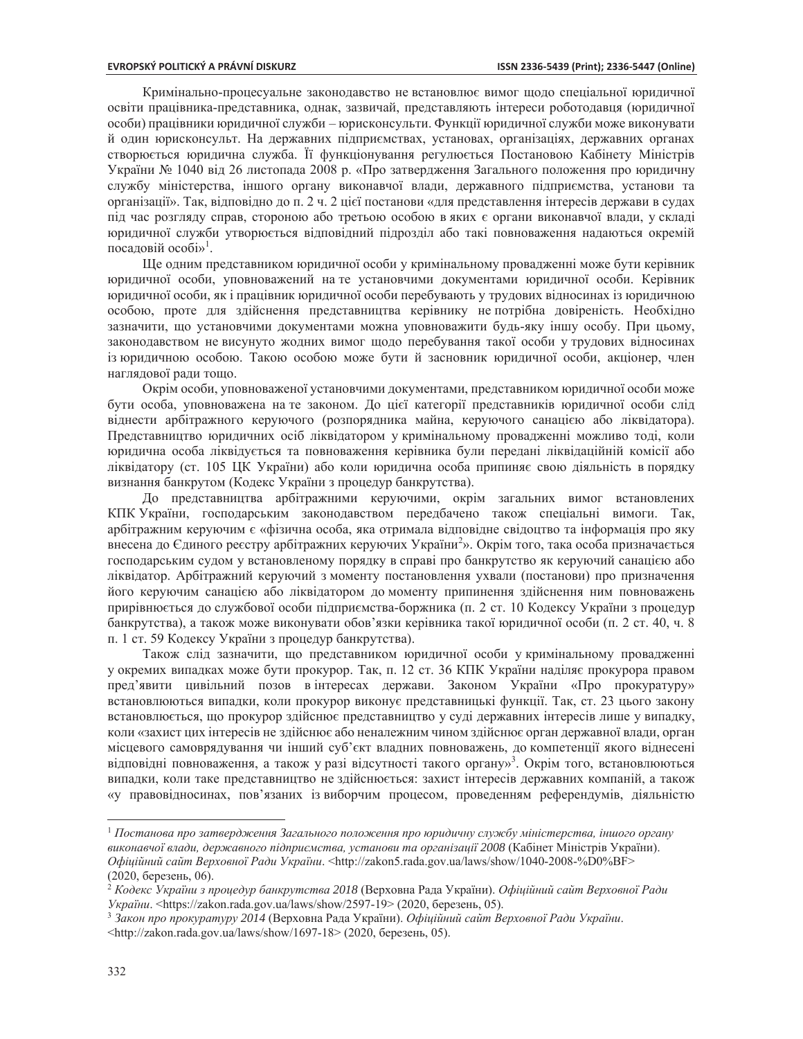Кримінально-процесуальне законодавство не встановлює вимог щодо спеціальної юридичної освіти працівника-представника, однак, зазвичай, представляють інтереси роботодавця (юридичної особи) працівники юридичної служби – юрисконсульти. Функції юридичної служби може виконувати й один юрисконсульт. На державних підприємствах, установах, організаціях, державних органах створюється юридична служба. Її функціонування регулюється Постановою Кабінету Міністрів України № 1040 від 26 листопада 2008 р. «Про затвердження Загального положення про юридичну службу міністерства, іншого органу виконавчої влади, державного підприємства, установи та організації». Так, відповідно до п. 2 ч. 2 цієї постанови «для представлення інтересів держави в судах під час розгляду справ, стороною або третьою особою в яких є органи виконавчої влади, у складі юридичної служби утворюється відповідний підрозділ або такі повноваження надаються окремій посадовій особі»[1].

Ще одним представником юридичної особи у кримінальному провадженні може бути керівник юридичної особи, уповноважений на те установчими документами юридичної особи. Керівник юридичної особи, як і працівник юридичної особи перебувають у трудових відносинах із юридичною особою, проте для здійснення представництва керівнику не потрібна довіреність. Необхідно зазначити, що установчими документами можна уповноважити будь-яку іншу особу. При цьому, законодавством не висунуто жодних вимог щодо перебування такої особи у трудових відносинах із юридичною особою. Такою особою може бути й засновник юридичної особи, акціонер, член наглядової ради тощо.

Окрім особи, уповноваженої установчими документами, представником юридичної особи може бути особа, уповноважена на те законом. До цієї категорії представників юридичної особи слід віднести арбітражного керуючого (розпорядника майна, керуючого санацією або ліквідатора). Представництво юридичних осіб ліквідатором у кримінальному провадженні можливо тоді, коли юридична особа ліквідується та повноваження керівника були передані ліквідаційній комісії або ліквідатору (ст. 105 ЦК України) або коли юридична особа припиняє свою діяльність в порядку визнання банкрутом (Кодекс України з процедур банкрутства).

До представництва арбітражними керуючими, окрім загальних вимог встановлених КПК України, господарським законодавством передбачено також спеціальні вимоги. Так, арбітражним керуючим є «фізична особа, яка отримала відповідне свідоцтво та інформація про яку внесена до Єдиного реєстру арбітражних керуючих України[2]». Окрім того, така особа призначається господарським судом у встановленому порядку в справі про банкрутство як керуючий санацією або ліквідатор. Арбітражний керуючий з моменту постановлення ухвали (постанови) про призначення його керуючим санацією або ліквідатором до моменту припинення здійснення ним повноважень прирівнюється до службової особи підприємства-боржника (п. 2 ст. 10 Кодексу України з процедур банкрутства), а також може виконувати обов'язки керівника такої юридичної особи (п. 2 ст. 40, ч. 8 п. 1 ст. 59 Кодексу України з процедур банкрутства).

Також слід зазначити, що представником юридичної особи у кримінальному провадженні у окремих випадках може бути прокурор. Так, п. 12 ст. 36 КПК України наділяє прокурора правом пред'явити цивільний позов в інтересах держави. Законом України «Про прокуратуру» встановлюються випадки, коли прокурор виконує представницькі функції. Так, ст. 23 цього закону встановлюється, що прокурор здійснює представництво у суді державних інтересів лише у випадку, коли «захист цих інтересів не здійснює або неналежним чином здійснює орган державної влади, орган місцевого самоврядування чи інший суб'єкт владних повноважень, до компетенції якого віднесені відповідні повноваження, а також у разі відсутності такого органу»[3]. Окрім того, встановлюються випадки, коли таке представництво не здійснюється: захист інтересів державних компаній, а також «у правовідносинах, пов'язаних із виборчим процесом, проведенням референдумів, діяльністю

---

[1] *Постанова про затвердження Загального положення про юридичну службу міністерства, іншого органу виконавчої влади, державного підприємства, установи та організації 2008* (Кабінет Міністрів України). *Офіційний сайт Верховної Ради України*. <http://zakon5.rada.gov.ua/laws/show/1040-2008-%D0%BF> (2020, березень, 06).

[2] *Кодекс України з процедур банкрутства 2018* (Верховна Рада України). *Офіційний сайт Верховної Ради України*. <https://zakon.rada.gov.ua/laws/show/2597-19> (2020, березень, 05).

[3] *Закон про прокуратуру 2014* (Верховна Рада України). *Офіційний сайт Верховної Ради України*. <http://zakon.rada.gov.ua/laws/show/1697-18> (2020, березень, 05).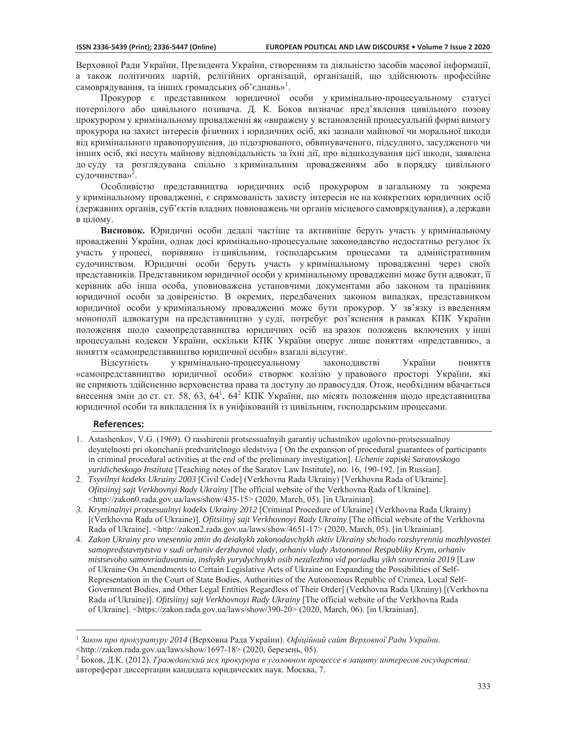Верховної Ради України, Президента України, створенням та діяльністю засобів масової інформації, а також політичних партій, релігійних організацій, організацій, що здійснюють професійне самоврядування, та інших громадських об'єднань»[1].

Прокурор є представником юридичної особи у кримінально-процесуальному статусі потерпілого або цивільного позивача. Д. К. Боков визначає пред'явлення цивільного позову прокурором у кримінальному провадженні як «виражену у встановленій процесуальній формі вимогу прокурора на захист інтересів фізичних і юридичних осіб, які зазнали майнової чи моральної шкоди від кримінального правопорушення, до підозрюваного, обвинуваченого, підсудного, засудженого чи інших осіб, які несуть майнову відповідальність за їхні дії, про відшкодування цієї шкоди, заявлена до суду та розглядувана спільно з кримінальним провадженням або в порядку цивільного судочинства»[2].

Особливістю представництва юридичних осіб прокурором в загальному та зокрема у кримінальному провадженні, є спрямованість захисту інтересів не на конкретних юридичних осіб (державних органів, суб'єктів владних повноважень чи органів місцевого самоврядування), а держави в цілому.

**Висновок.** Юридичні особи дедалі частіше та активніше беруть участь у кримінальному провадженні України, однак досі кримінально-процесуальне законодавство недостатньо регулює їх участь у процесі, порівняно із цивільним, господарським процесами та адміністративним судочинством. Юридичні особи беруть участь у кримінальному провадженні через своїх представників. Представником юридичної особи у кримінальному провадженні може бути адвокат, її керівник або інша особа, уповноважена установчими документами або законом та працівник юридичної особи за довіреністю. В окремих, передбачених законом випадках, представником юридичної особи у кримінальному провадженні може бути прокурор. У зв'язку із введенням монополії адвокатури на представництво у суді, потребує роз'яснення в рамках КПК України положення щодо самопредставництва юридичних осіб на зразок положень включених у інші процесуальні кодекси України, оскільки КПК України оперує лише поняттям «представник», а поняття «самопредставництво юридичної особи» взагалі відсутнє.

Відсутність у кримінально-процесуальному законодавстві України поняття «самопредставництво юридичної особи» створює колізію у правового просторі України, які не сприяють здійсненню верховенства права та доступу до правосуддя. Отож, необхідним вбачається внесення змін до ст. ст. 58, 63, $64^1$, $64^2$ КПК України, що місять положення щодо представництва юридичної особи та викладення їх в уніфікованій із цивільним, господарським процесами.

## References:

1. Astashenkov, V.G. (1969). O rasshirenii protsessualnyih garantiy uchastnikov ugolovno-protsessualnoy deyatelnosti pri okonchanii predvaritelnogo sledstviya [ On the expansion of procedural guarantees of participants in criminal procedural activities at the end of the preliminary investigation]. *Uchenie zapiski Saratovskogo yuridicheskogo Instituta* [Teaching notes of the Saratov Law Institute], *no.* 16, 190-192. [in Russian].
2. *Tsyvilnyi kodeks Ukrainy 2003* [Civil Code] (Verkhovna Rada Ukrainy) [Verkhovna Rada of Ukraine]. *Ofitsiinyj sajt Verkhovnyi Rady Ukrainy* [The official website of the Verkhovna Rada of Ukraine]. <http://zakon0.rada.gov.ua/laws/show/435-15> (2020, March, 05). [in Ukrainian].
3. *Kryminalnyi protsesualnyi kodeks Ukrainy 2012* [Criminal Procedure of Ukraine] (Verkhovna Rada Ukrainy) [(Verkhovna Rada of Ukraine)]. *Ofitsiinyj sajt Verkhovnoyi Rady Ukrainy* [The official website of the Verkhovna Rada of Ukraine]. <http://zakon2.rada.gov.ua/laws/show/4651-17> (2020, March, 05). [in Ukrainian].
4. *Zakon Ukrainy pro vnesennia zmin do deiakykh zakonodavchykh aktiv Ukrainy shchodo rozshyrennia mozhlyvostei samopredstavnytstva v sudi orhaniv derzhavnoi vlady, orhaniv vlady Avtonomnoi Respubliky Krym, orhaniv mistsevoho samovriaduvannia, inshykh yurydychnykh osib nezalezhno vid poriadku yikh stvorennia 2019* [Law of Ukraine On Amendments to Certain Legislative Acts of Ukraine on Expanding the Possibilities of Self-Representation in the Court of State Bodies, Authorities of the Autonomous Republic of Crimea, Local Self-Government Bodies, and Other Legal Entities Regardless of Their Order] (Verkhovna Rada Ukrainy) [(Verkhovna Rada of Ukraine)]. *Ofitsiinyj sajt Verkhovnoyi Rady Ukrainy* [The official website of the Verkhovna Rada of Ukraine]. <https://zakon.rada.gov.ua/laws/show/390-20> (2020, March, 06). [in Ukrainian].

---

[1] *Закон про прокуратуру 2014* (Верховна Рада України). *Офіційний сайт Верховної Ради України*. <http://zakon.rada.gov.ua/laws/show/1697-18> (2020, березень, 05).

[2] Боков, Д.К. (2012). *Гражданский иск прокурора в уголовном процессе в защиту интересов государства:* автореферат диссертации кандидата юридических наук. Москва, 7.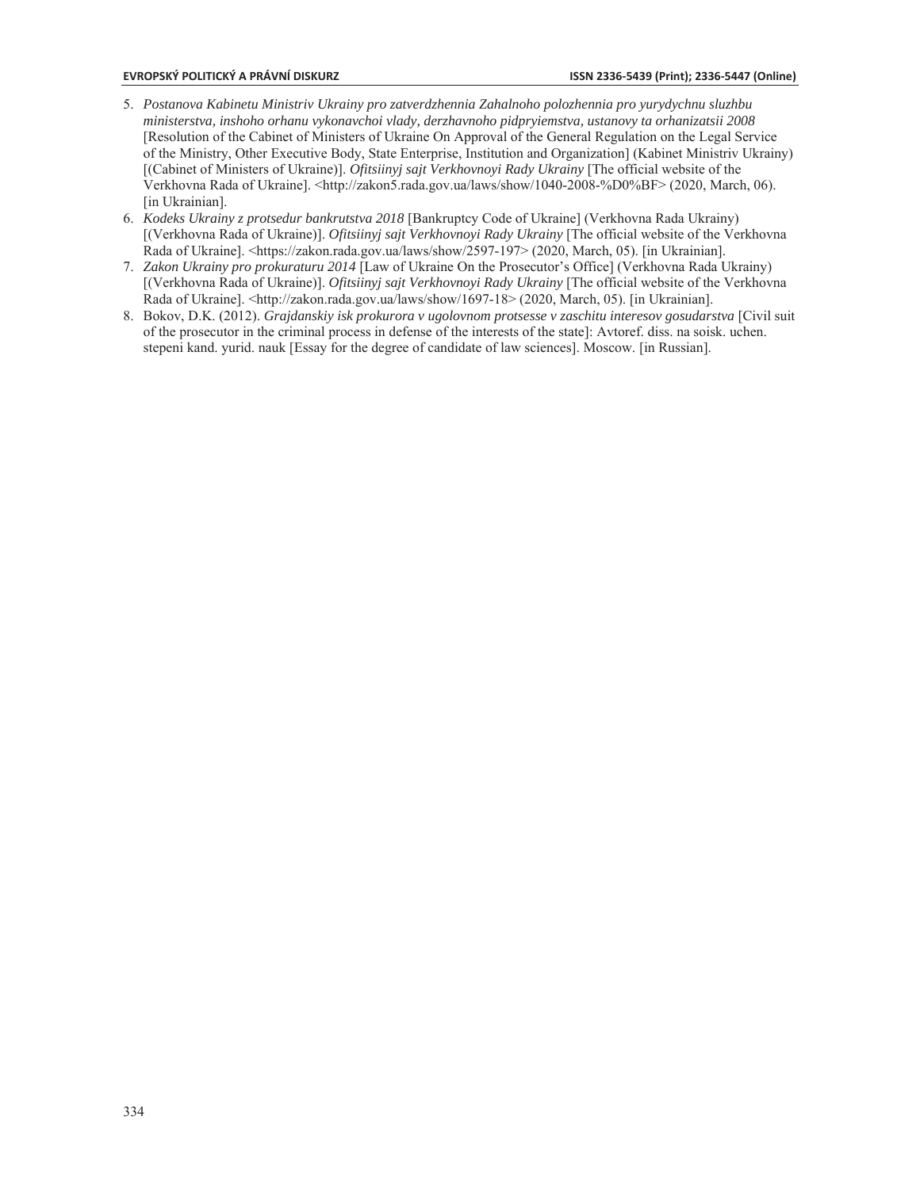5. *Postanova Kabinetu Ministriv Ukrainy pro zatverdzhennia Zahalnoho polozhennia pro yurydychnu sluzhbu ministerstva, inshoho orhanu vykonavchoi vlady, derzhavnoho pidpryiemstva, ustanovy ta orhanizatsii 2008* [Resolution of the Cabinet of Ministers of Ukraine On Approval of the General Regulation on the Legal Service of the Ministry, Other Executive Body, State Enterprise, Institution and Organization] (Kabinet Ministriv Ukrainy) [(Cabinet of Ministers of Ukraine)]. *Ofitsiinyj sajt Verkhovnoyi Rady Ukrainy* [The official website of the Verkhovna Rada of Ukraine]. <http://zakon5.rada.gov.ua/laws/show/1040-2008-%D0%BF> (2020, March, 06). [in Ukrainian].
6. *Kodeks Ukrainy z protsedur bankrutstva 2018* [Bankruptcy Code of Ukraine] (Verkhovna Rada Ukrainy) [(Verkhovna Rada of Ukraine)]. *Ofitsiinyj sajt Verkhovnoyi Rady Ukrainy* [The official website of the Verkhovna Rada of Ukraine]. <https://zakon.rada.gov.ua/laws/show/2597-197> (2020, March, 05). [in Ukrainian].
7. *Zakon Ukrainy pro prokuraturu 2014* [Law of Ukraine On the Prosecutor's Office] (Verkhovna Rada Ukrainy) [(Verkhovna Rada of Ukraine)]. *Ofitsiinyj sajt Verkhovnoyi Rady Ukrainy* [The official website of the Verkhovna Rada of Ukraine]. <http://zakon.rada.gov.ua/laws/show/1697-18> (2020, March, 05). [in Ukrainian].
8. Bokov, D.K. (2012). *Grajdanskiy isk prokurora v ugolovnom protsesse v zaschitu interesov gosudarstva* [Civil suit of the prosecutor in the criminal process in defense of the interests of the state]: Avtoref. diss. na soisk. uchen. stepeni kand. yurid. nauk [Essay for the degree of candidate of law sciences]. Moscow. [in Russian].